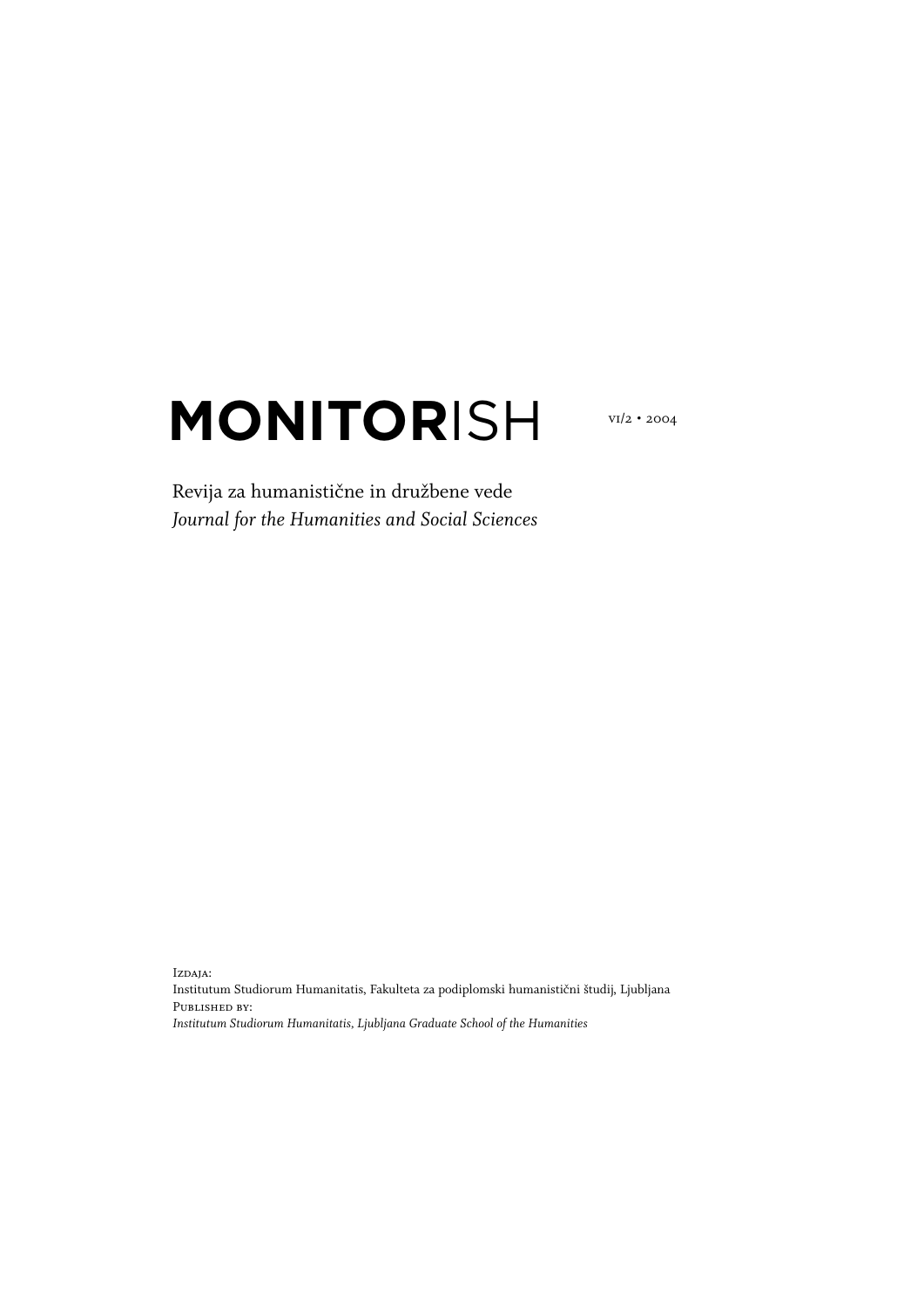# **MONITOR**ISH

VI/2 • 2004

Revija za humanistične in družbene vede
*Journal for the Humanities and Social Sciences*

Izdaja:
Institutum Studiorum Humanitatis, Fakulteta za podiplomski humanistični študij, Ljubljana
Published by:
*Institutum Studiorum Humanitatis, Ljubljana Graduate School of the Humanities*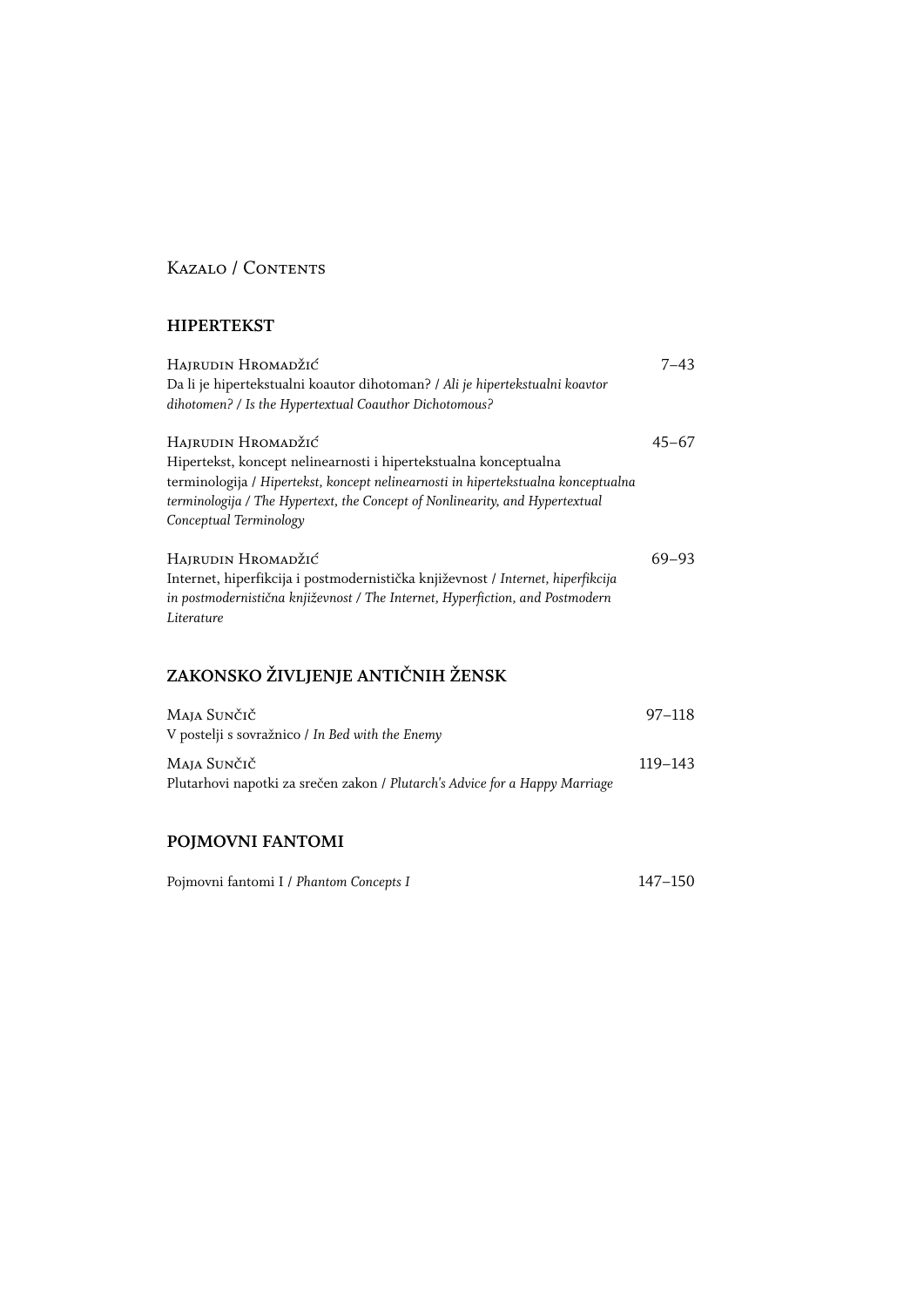# Kazalo / Contents

## HIPERTEKST

Hajrudin Hromadžić — 7–43
Da li je hipertekstualni koautor dihotoman? / *Ali je hipertekstualni koavtor dihotomen? / Is the Hypertextual Coauthor Dichotomous?*

Hajrudin Hromadžić — 45–67
Hipertekst, koncept nelinearnosti i hipertekstualna konceptualna terminologija / *Hipertekst, koncept nelinearnosti in hipertekstualna konceptualna terminologija / The Hypertext, the Concept of Nonlinearity, and Hypertextual Conceptual Terminology*

Hajrudin Hromadžić — 69–93
Internet, hiperfikcija i postmodernistička književnost / *Internet, hiperfikcija in postmodernistična književnost / The Internet, Hyperfiction, and Postmodern Literature*

## ZAKONSKO ŽIVLJENJE ANTIČNIH ŽENSK

Maja Sunčič — 97–118
V postelji s sovražnico / *In Bed with the Enemy*

Maja Sunčič — 119–143
Plutarhovi napotki za srečen zakon / *Plutarch's Advice for a Happy Marriage*

## POJMOVNI FANTOMI

Pojmovni fantomi I / *Phantom Concepts I* — 147–150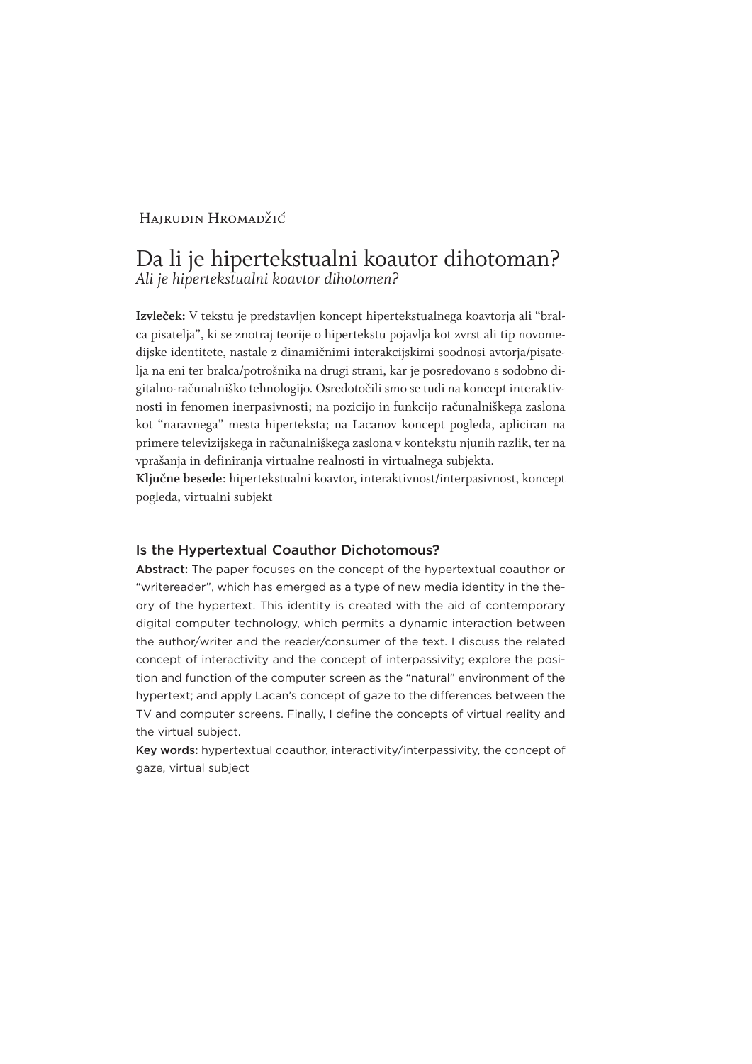Hajrudin Hromadžić

# Da li je hipertekstualni koautor dihotoman?

*Ali je hipertekstualni koavtor dihotomen?*

**Izvleček:** V tekstu je predstavljen koncept hipertekstualnega koavtorja ali "bralca pisatelja", ki se znotraj teorije o hipertekstu pojavlja kot zvrst ali tip novomedijske identitete, nastale z dinamičnimi interakcijskimi soodnosi avtorja/pisatelja na eni ter bralca/potrošnika na drugi strani, kar je posredovano s sodobno digitalno-računalniško tehnologijo. Osredotočili smo se tudi na koncept interaktivnosti in fenomen inerpasivnosti; na pozicijo in funkcijo računalniškega zaslona kot "naravnega" mesta hiperteksta; na Lacanov koncept pogleda, apliciran na primere televizijskega in računalniškega zaslona v kontekstu njunih razlik, ter na vprašanja in definiranja virtualne realnosti in virtualnega subjekta.

**Ključne besede**: hipertekstualni koavtor, interaktivnost/interpasivnost, koncept pogleda, virtualni subjekt

## Is the Hypertextual Coauthor Dichotomous?

**Abstract:** The paper focuses on the concept of the hypertextual coauthor or "writereader", which has emerged as a type of new media identity in the theory of the hypertext. This identity is created with the aid of contemporary digital computer technology, which permits a dynamic interaction between the author/writer and the reader/consumer of the text. I discuss the related concept of interactivity and the concept of interpassivity; explore the position and function of the computer screen as the "natural" environment of the hypertext; and apply Lacan's concept of gaze to the differences between the TV and computer screens. Finally, I define the concepts of virtual reality and the virtual subject.

**Key words:** hypertextual coauthor, interactivity/interpassivity, the concept of gaze, virtual subject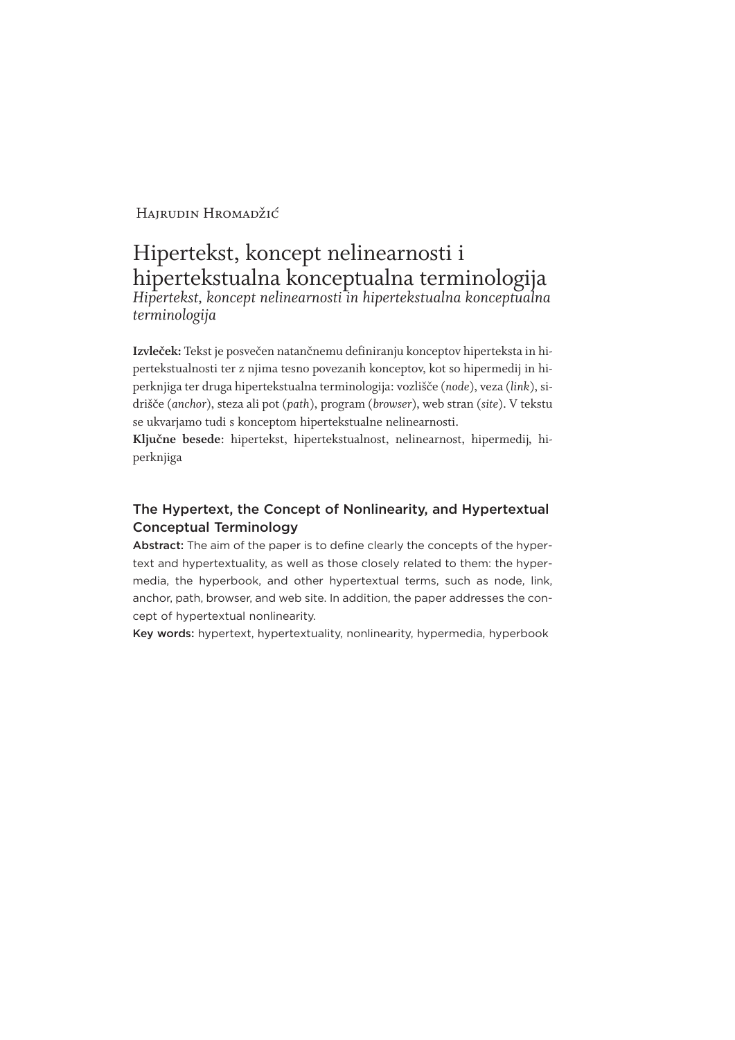Hajrudin Hromadžić

# Hipertekst, koncept nelinearnosti i hipertekstualna konceptualna terminologija

*Hipertekst, koncept nelinearnosti in hipertekstualna konceptualna terminologija*

**Izvleček:** Tekst je posvečen natančnemu definiranju konceptov hiperteksta in hipertekstualnosti ter z njima tesno povezanih konceptov, kot so hipermedij in hiperknjiga ter druga hipertekstualna terminologija: vozlišče (*node*), veza (*link*), sidrišče (*anchor*), steza ali pot (*path*), program (*browser*), web stran (*site*). V tekstu se ukvarjamo tudi s konceptom hipertekstualne nelinearnosti.

**Ključne besede**: hipertekst, hipertekstualnost, nelinearnost, hipermedij, hiperknjiga

## The Hypertext, the Concept of Nonlinearity, and Hypertextual Conceptual Terminology

**Abstract:** The aim of the paper is to define clearly the concepts of the hypertext and hypertextuality, as well as those closely related to them: the hypermedia, the hyperbook, and other hypertextual terms, such as node, link, anchor, path, browser, and web site. In addition, the paper addresses the concept of hypertextual nonlinearity.

**Key words:** hypertext, hypertextuality, nonlinearity, hypermedia, hyperbook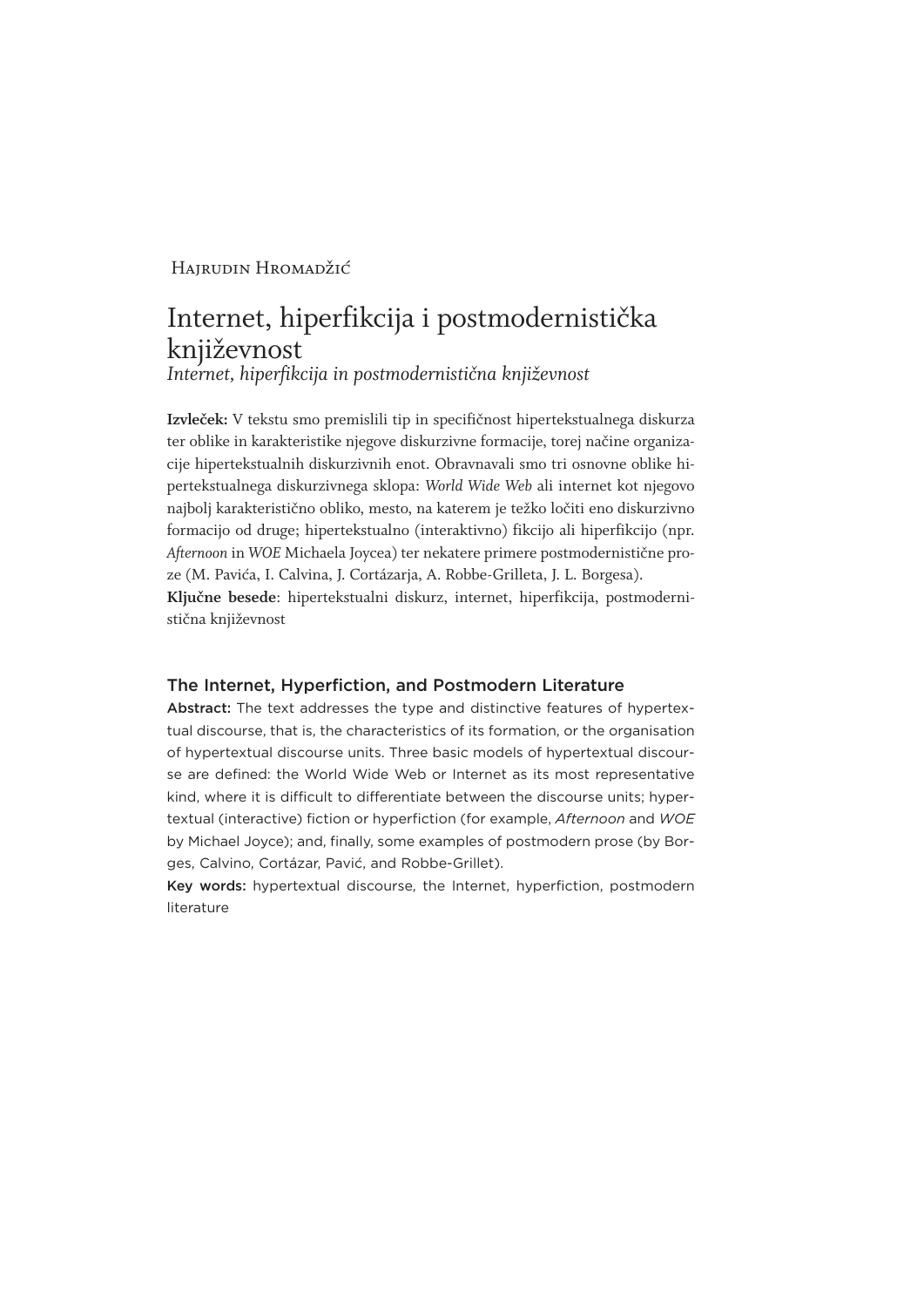Hajrudin Hromadžić

# Internet, hiperfikcija i postmodernistička književnost

*Internet, hiperfikcija in postmodernistična književnost*

**Izvleček:** V tekstu smo premislili tip in specifičnost hipertekstualnega diskurza ter oblike in karakteristike njegove diskurzivne formacije, torej načine organizacije hipertekstualnih diskurzivnih enot. Obravnavali smo tri osnovne oblike hipertekstualnega diskurzivnega sklopa: *World Wide Web* ali internet kot njegovo najbolj karakteristično obliko, mesto, na katerem je težko ločiti eno diskurzivno formacijo od druge; hipertekstualno (interaktivno) fikcijo ali hiperfikcijo (npr. *Afternoon* in *WOE* Michaela Joycea) ter nekatere primere postmodernistične proze (M. Pavića, I. Calvina, J. Cortázarja, A. Robbe-Grilleta, J. L. Borgesa).

**Ključne besede**: hipertekstualni diskurz, internet, hiperfikcija, postmodernistična književnost

## The Internet, Hyperfiction, and Postmodern Literature

**Abstract:** The text addresses the type and distinctive features of hypertextual discourse, that is, the characteristics of its formation, or the organisation of hypertextual discourse units. Three basic models of hypertextual discourse are defined: the World Wide Web or Internet as its most representative kind, where it is difficult to differentiate between the discourse units; hypertextual (interactive) fiction or hyperfiction (for example, *Afternoon* and *WOE* by Michael Joyce); and, finally, some examples of postmodern prose (by Borges, Calvino, Cortázar, Pavić, and Robbe-Grillet).

**Key words:** hypertextual discourse, the Internet, hyperfiction, postmodern literature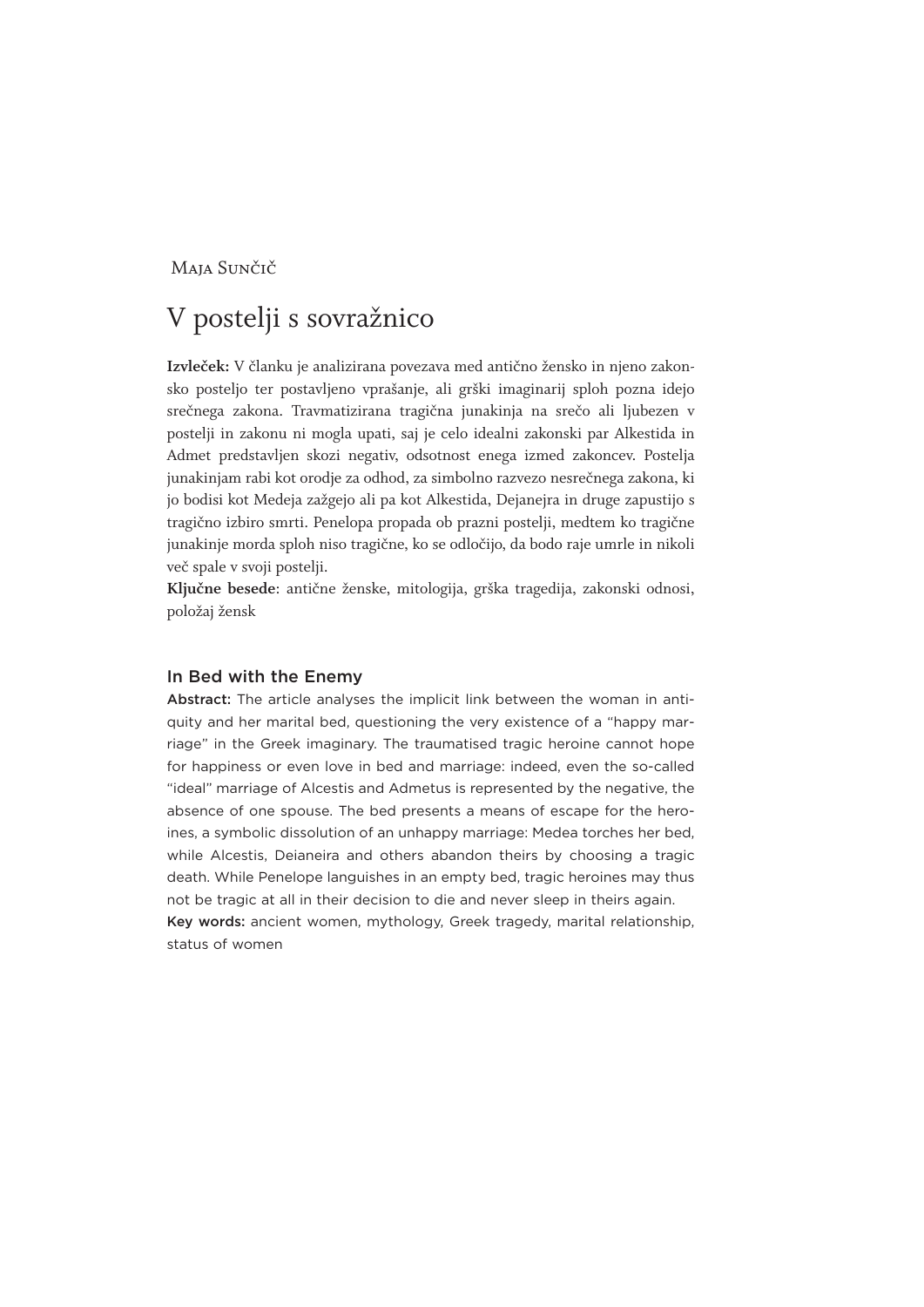Maja Sunčič

# V postelji s sovražnico

**Izvleček:** V članku je analizirana povezava med antično žensko in njeno zakonsko posteljo ter postavljeno vprašanje, ali grški imaginarij sploh pozna idejo srečnega zakona. Travmatizirana tragična junakinja na srečo ali ljubezen v postelji in zakonu ni mogla upati, saj je celo idealni zakonski par Alkestida in Admet predstavljen skozi negativ, odsotnost enega izmed zakoncev. Postelja junakinjam rabi kot orodje za odhod, za simbolno razvezo nesrečnega zakona, ki jo bodisi kot Medeja zažgejo ali pa kot Alkestida, Dejanejra in druge zapustijo s tragično izbiro smrti. Penelopa propada ob prazni postelji, medtem ko tragične junakinje morda sploh niso tragične, ko se odločijo, da bodo raje umrle in nikoli več spale v svoji postelji.

**Ključne besede**: antične ženske, mitologija, grška tragedija, zakonski odnosi, položaj žensk

## In Bed with the Enemy

**Abstract:** The article analyses the implicit link between the woman in antiquity and her marital bed, questioning the very existence of a "happy marriage" in the Greek imaginary. The traumatised tragic heroine cannot hope for happiness or even love in bed and marriage: indeed, even the so-called "ideal" marriage of Alcestis and Admetus is represented by the negative, the absence of one spouse. The bed presents a means of escape for the heroines, a symbolic dissolution of an unhappy marriage: Medea torches her bed, while Alcestis, Deianeira and others abandon theirs by choosing a tragic death. While Penelope languishes in an empty bed, tragic heroines may thus not be tragic at all in their decision to die and never sleep in theirs again.

**Key words:** ancient women, mythology, Greek tragedy, marital relationship, status of women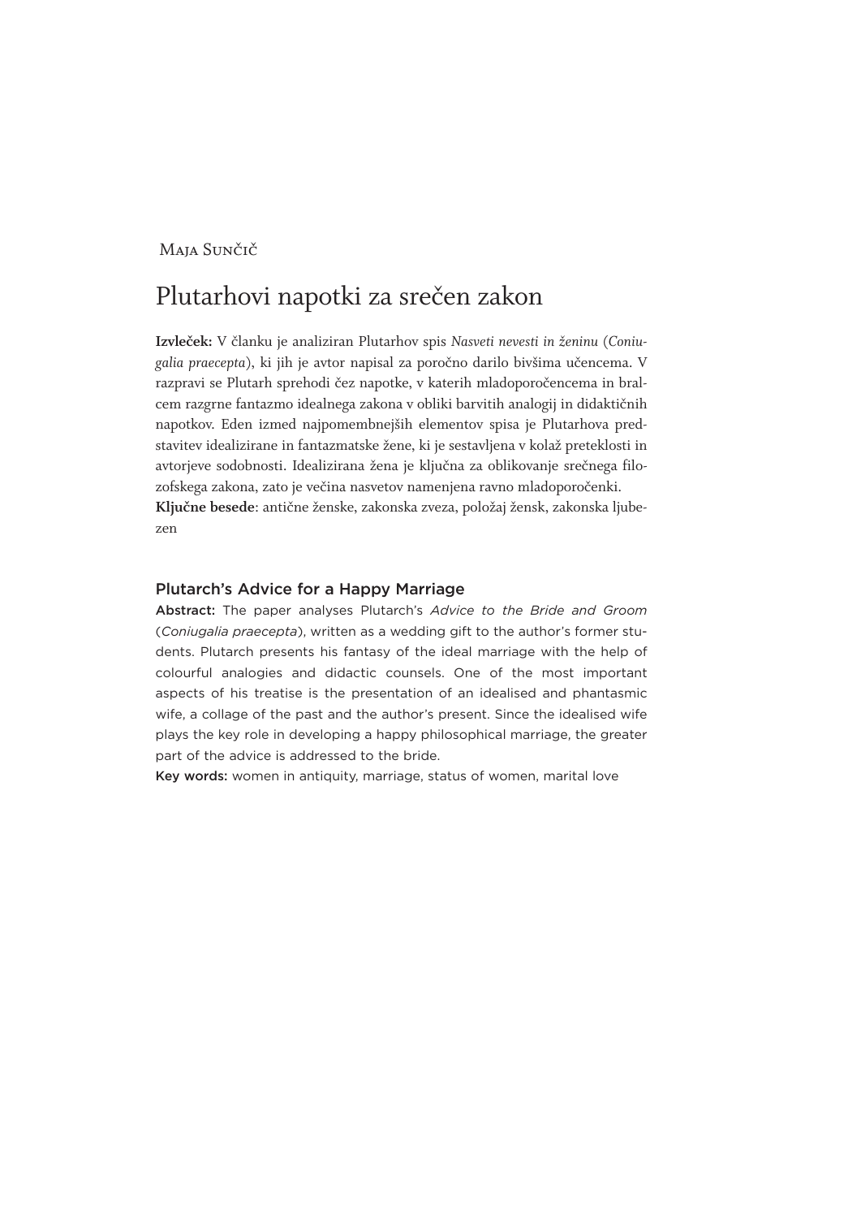Maja Sunčič

# Plutarhovi napotki za srečen zakon

**Izvleček:** V članku je analiziran Plutarhov spis *Nasveti nevesti in ženinu* (*Coniugalia praecepta*), ki jih je avtor napisal za poročno darilo bivšima učencema. V razpravi se Plutarh sprehodi čez napotke, v katerih mladoporočencema in bralcem razgrne fantazmo idealnega zakona v obliki barvitih analogij in didaktičnih napotkov. Eden izmed najpomembnejših elementov spisa je Plutarhova predstavitev idealizirane in fantazmatske žene, ki je sestavljena v kolaž preteklosti in avtorjeve sodobnosti. Idealizirana žena je ključna za oblikovanje srečnega filozofskega zakona, zato je večina nasvetov namenjena ravno mladoporočenki.

**Ključne besede**: antične ženske, zakonska zveza, položaj žensk, zakonska ljubezen

## Plutarch's Advice for a Happy Marriage

**Abstract:** The paper analyses Plutarch's *Advice to the Bride and Groom* (*Coniugalia praecepta*), written as a wedding gift to the author's former students. Plutarch presents his fantasy of the ideal marriage with the help of colourful analogies and didactic counsels. One of the most important aspects of his treatise is the presentation of an idealised and phantasmic wife, a collage of the past and the author's present. Since the idealised wife plays the key role in developing a happy philosophical marriage, the greater part of the advice is addressed to the bride.

**Key words:** women in antiquity, marriage, status of women, marital love